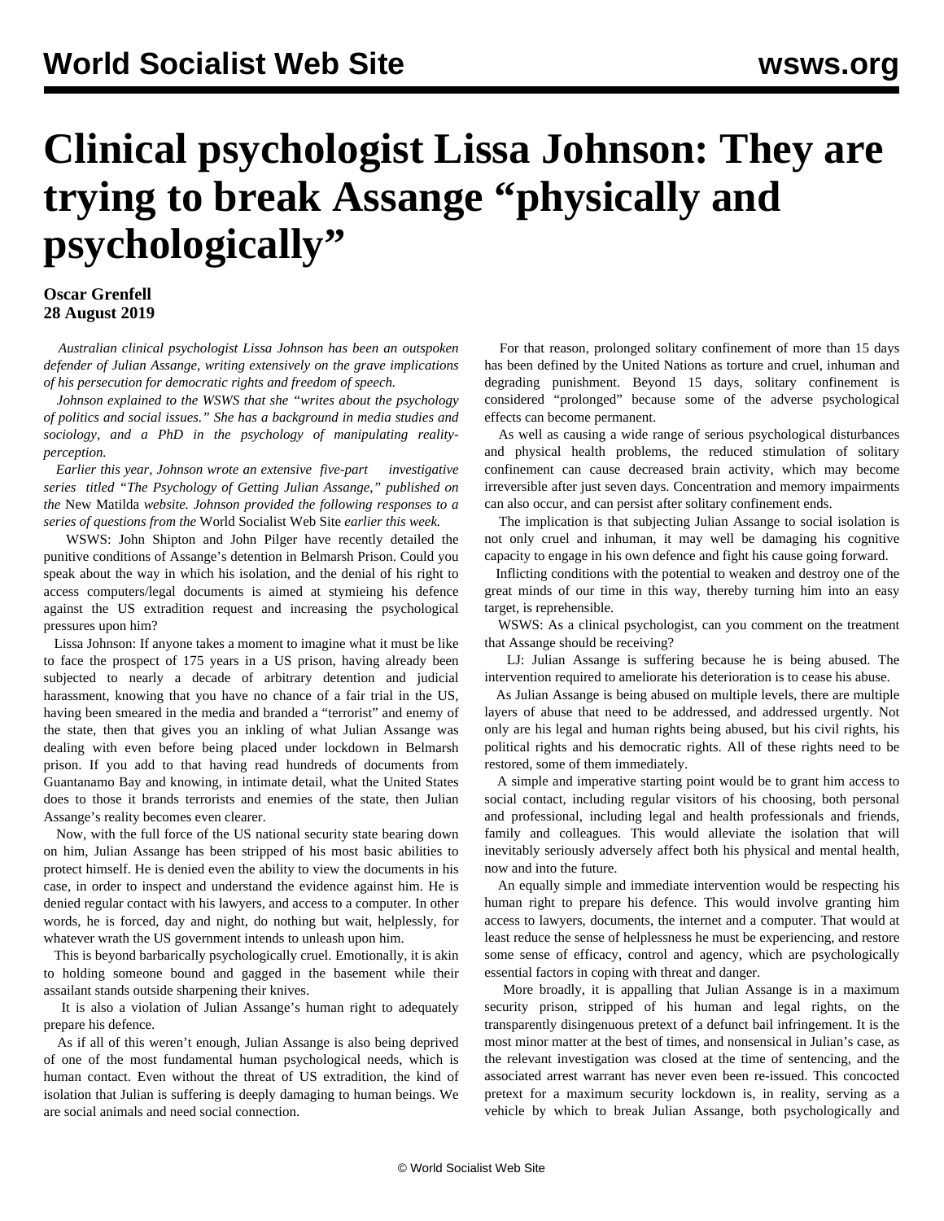# Clinical psychologist Lissa Johnson: They are trying to break Assange "physically and psychologically"

**Oscar Grenfell**
**28 August 2019**

*Australian clinical psychologist Lissa Johnson has been an outspoken defender of Julian Assange, writing extensively on the grave implications of his persecution for democratic rights and freedom of speech.*

*Johnson explained to the WSWS that she "writes about the psychology of politics and social issues." She has a background in media studies and sociology, and a PhD in the psychology of manipulating reality-perception.*

*Earlier this year, Johnson wrote an extensive five-part investigative series titled "The Psychology of Getting Julian Assange," published on the* New Matilda *website. Johnson provided the following responses to a series of questions from the* World Socialist Web Site *earlier this week.*

WSWS: John Shipton and John Pilger have recently detailed the punitive conditions of Assange's detention in Belmarsh Prison. Could you speak about the way in which his isolation, and the denial of his right to access computers/legal documents is aimed at stymieing his defence against the US extradition request and increasing the psychological pressures upon him?

Lissa Johnson: If anyone takes a moment to imagine what it must be like to face the prospect of 175 years in a US prison, having already been subjected to nearly a decade of arbitrary detention and judicial harassment, knowing that you have no chance of a fair trial in the US, having been smeared in the media and branded a "terrorist" and enemy of the state, then that gives you an inkling of what Julian Assange was dealing with even before being placed under lockdown in Belmarsh prison. If you add to that having read hundreds of documents from Guantanamo Bay and knowing, in intimate detail, what the United States does to those it brands terrorists and enemies of the state, then Julian Assange's reality becomes even clearer.

Now, with the full force of the US national security state bearing down on him, Julian Assange has been stripped of his most basic abilities to protect himself. He is denied even the ability to view the documents in his case, in order to inspect and understand the evidence against him. He is denied regular contact with his lawyers, and access to a computer. In other words, he is forced, day and night, do nothing but wait, helplessly, for whatever wrath the US government intends to unleash upon him.

This is beyond barbarically psychologically cruel. Emotionally, it is akin to holding someone bound and gagged in the basement while their assailant stands outside sharpening their knives.

It is also a violation of Julian Assange's human right to adequately prepare his defence.

As if all of this weren't enough, Julian Assange is also being deprived of one of the most fundamental human psychological needs, which is human contact. Even without the threat of US extradition, the kind of isolation that Julian is suffering is deeply damaging to human beings. We are social animals and need social connection.

For that reason, prolonged solitary confinement of more than 15 days has been defined by the United Nations as torture and cruel, inhuman and degrading punishment. Beyond 15 days, solitary confinement is considered "prolonged" because some of the adverse psychological effects can become permanent.

As well as causing a wide range of serious psychological disturbances and physical health problems, the reduced stimulation of solitary confinement can cause decreased brain activity, which may become irreversible after just seven days. Concentration and memory impairments can also occur, and can persist after solitary confinement ends.

The implication is that subjecting Julian Assange to social isolation is not only cruel and inhuman, it may well be damaging his cognitive capacity to engage in his own defence and fight his cause going forward.

Inflicting conditions with the potential to weaken and destroy one of the great minds of our time in this way, thereby turning him into an easy target, is reprehensible.

WSWS: As a clinical psychologist, can you comment on the treatment that Assange should be receiving?

LJ: Julian Assange is suffering because he is being abused. The intervention required to ameliorate his deterioration is to cease his abuse.

As Julian Assange is being abused on multiple levels, there are multiple layers of abuse that need to be addressed, and addressed urgently. Not only are his legal and human rights being abused, but his civil rights, his political rights and his democratic rights. All of these rights need to be restored, some of them immediately.

A simple and imperative starting point would be to grant him access to social contact, including regular visitors of his choosing, both personal and professional, including legal and health professionals and friends, family and colleagues. This would alleviate the isolation that will inevitably seriously adversely affect both his physical and mental health, now and into the future.

An equally simple and immediate intervention would be respecting his human right to prepare his defence. This would involve granting him access to lawyers, documents, the internet and a computer. That would at least reduce the sense of helplessness he must be experiencing, and restore some sense of efficacy, control and agency, which are psychologically essential factors in coping with threat and danger.

More broadly, it is appalling that Julian Assange is in a maximum security prison, stripped of his human and legal rights, on the transparently disingenuous pretext of a defunct bail infringement. It is the most minor matter at the best of times, and nonsensical in Julian's case, as the relevant investigation was closed at the time of sentencing, and the associated arrest warrant has never even been re-issued. This concocted pretext for a maximum security lockdown is, in reality, serving as a vehicle by which to break Julian Assange, both psychologically and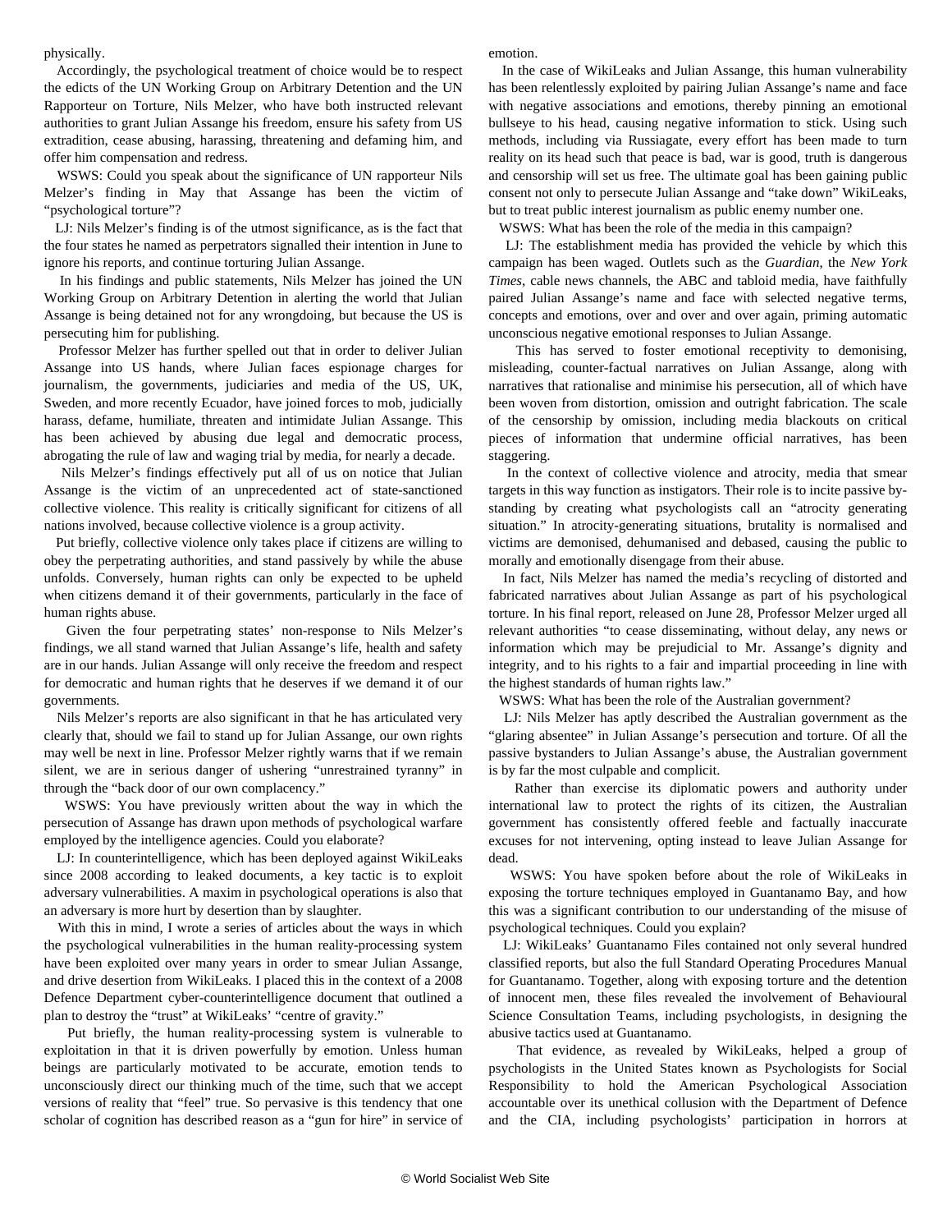physically.

Accordingly, the psychological treatment of choice would be to respect the edicts of the UN Working Group on Arbitrary Detention and the UN Rapporteur on Torture, Nils Melzer, who have both instructed relevant authorities to grant Julian Assange his freedom, ensure his safety from US extradition, cease abusing, harassing, threatening and defaming him, and offer him compensation and redress.

WSWS: Could you speak about the significance of UN rapporteur Nils Melzer's finding in May that Assange has been the victim of "psychological torture"?

LJ: Nils Melzer's finding is of the utmost significance, as is the fact that the four states he named as perpetrators signalled their intention in June to ignore his reports, and continue torturing Julian Assange.

In his findings and public statements, Nils Melzer has joined the UN Working Group on Arbitrary Detention in alerting the world that Julian Assange is being detained not for any wrongdoing, but because the US is persecuting him for publishing.

Professor Melzer has further spelled out that in order to deliver Julian Assange into US hands, where Julian faces espionage charges for journalism, the governments, judiciaries and media of the US, UK, Sweden, and more recently Ecuador, have joined forces to mob, judicially harass, defame, humiliate, threaten and intimidate Julian Assange. This has been achieved by abusing due legal and democratic process, abrogating the rule of law and waging trial by media, for nearly a decade.

Nils Melzer's findings effectively put all of us on notice that Julian Assange is the victim of an unprecedented act of state-sanctioned collective violence. This reality is critically significant for citizens of all nations involved, because collective violence is a group activity.

Put briefly, collective violence only takes place if citizens are willing to obey the perpetrating authorities, and stand passively by while the abuse unfolds. Conversely, human rights can only be expected to be upheld when citizens demand it of their governments, particularly in the face of human rights abuse.

Given the four perpetrating states' non-response to Nils Melzer's findings, we all stand warned that Julian Assange's life, health and safety are in our hands. Julian Assange will only receive the freedom and respect for democratic and human rights that he deserves if we demand it of our governments.

Nils Melzer's reports are also significant in that he has articulated very clearly that, should we fail to stand up for Julian Assange, our own rights may well be next in line. Professor Melzer rightly warns that if we remain silent, we are in serious danger of ushering "unrestrained tyranny" in through the "back door of our own complacency."

WSWS: You have previously written about the way in which the persecution of Assange has drawn upon methods of psychological warfare employed by the intelligence agencies. Could you elaborate?

LJ: In counterintelligence, which has been deployed against WikiLeaks since 2008 according to leaked documents, a key tactic is to exploit adversary vulnerabilities. A maxim in psychological operations is also that an adversary is more hurt by desertion than by slaughter.

With this in mind, I wrote a series of articles about the ways in which the psychological vulnerabilities in the human reality-processing system have been exploited over many years in order to smear Julian Assange, and drive desertion from WikiLeaks. I placed this in the context of a 2008 Defence Department cyber-counterintelligence document that outlined a plan to destroy the "trust" at WikiLeaks' "centre of gravity."

Put briefly, the human reality-processing system is vulnerable to exploitation in that it is driven powerfully by emotion. Unless human beings are particularly motivated to be accurate, emotion tends to unconsciously direct our thinking much of the time, such that we accept versions of reality that "feel" true. So pervasive is this tendency that one scholar of cognition has described reason as a "gun for hire" in service of emotion.

In the case of WikiLeaks and Julian Assange, this human vulnerability has been relentlessly exploited by pairing Julian Assange's name and face with negative associations and emotions, thereby pinning an emotional bullseye to his head, causing negative information to stick. Using such methods, including via Russiagate, every effort has been made to turn reality on its head such that peace is bad, war is good, truth is dangerous and censorship will set us free. The ultimate goal has been gaining public consent not only to persecute Julian Assange and "take down" WikiLeaks, but to treat public interest journalism as public enemy number one.

WSWS: What has been the role of the media in this campaign?

LJ: The establishment media has provided the vehicle by which this campaign has been waged. Outlets such as the *Guardian*, the *New York Times*, cable news channels, the ABC and tabloid media, have faithfully paired Julian Assange's name and face with selected negative terms, concepts and emotions, over and over and over again, priming automatic unconscious negative emotional responses to Julian Assange.

This has served to foster emotional receptivity to demonising, misleading, counter-factual narratives on Julian Assange, along with narratives that rationalise and minimise his persecution, all of which have been woven from distortion, omission and outright fabrication. The scale of the censorship by omission, including media blackouts on critical pieces of information that undermine official narratives, has been staggering.

In the context of collective violence and atrocity, media that smear targets in this way function as instigators. Their role is to incite passive by-standing by creating what psychologists call an "atrocity generating situation." In atrocity-generating situations, brutality is normalised and victims are demonised, dehumanised and debased, causing the public to morally and emotionally disengage from their abuse.

In fact, Nils Melzer has named the media's recycling of distorted and fabricated narratives about Julian Assange as part of his psychological torture. In his final report, released on June 28, Professor Melzer urged all relevant authorities "to cease disseminating, without delay, any news or information which may be prejudicial to Mr. Assange's dignity and integrity, and to his rights to a fair and impartial proceeding in line with the highest standards of human rights law."

WSWS: What has been the role of the Australian government?

LJ: Nils Melzer has aptly described the Australian government as the "glaring absentee" in Julian Assange's persecution and torture. Of all the passive bystanders to Julian Assange's abuse, the Australian government is by far the most culpable and complicit.

Rather than exercise its diplomatic powers and authority under international law to protect the rights of its citizen, the Australian government has consistently offered feeble and factually inaccurate excuses for not intervening, opting instead to leave Julian Assange for dead.

WSWS: You have spoken before about the role of WikiLeaks in exposing the torture techniques employed in Guantanamo Bay, and how this was a significant contribution to our understanding of the misuse of psychological techniques. Could you explain?

LJ: WikiLeaks' Guantanamo Files contained not only several hundred classified reports, but also the full Standard Operating Procedures Manual for Guantanamo. Together, along with exposing torture and the detention of innocent men, these files revealed the involvement of Behavioural Science Consultation Teams, including psychologists, in designing the abusive tactics used at Guantanamo.

That evidence, as revealed by WikiLeaks, helped a group of psychologists in the United States known as Psychologists for Social Responsibility to hold the American Psychological Association accountable over its unethical collusion with the Department of Defence and the CIA, including psychologists' participation in horrors at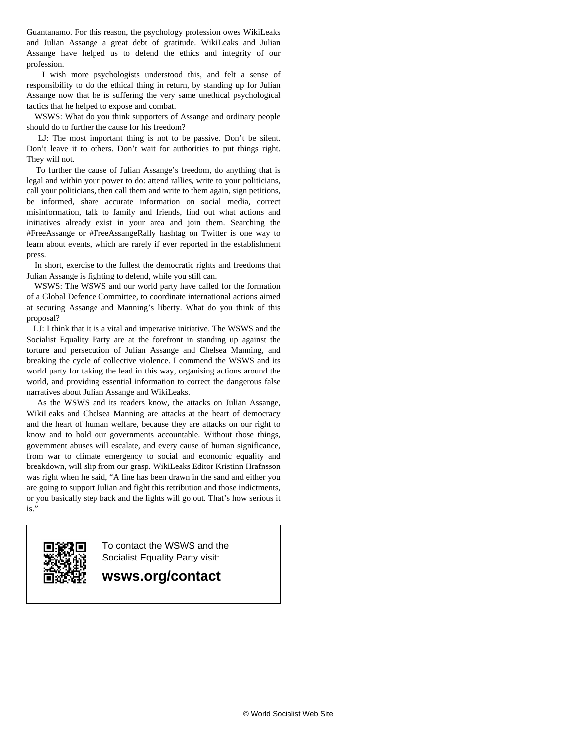Guantanamo. For this reason, the psychology profession owes WikiLeaks and Julian Assange a great debt of gratitude. WikiLeaks and Julian Assange have helped us to defend the ethics and integrity of our profession.

I wish more psychologists understood this, and felt a sense of responsibility to do the ethical thing in return, by standing up for Julian Assange now that he is suffering the very same unethical psychological tactics that he helped to expose and combat.

WSWS: What do you think supporters of Assange and ordinary people should do to further the cause for his freedom?

LJ: The most important thing is not to be passive. Don't be silent. Don't leave it to others. Don't wait for authorities to put things right. They will not.

To further the cause of Julian Assange's freedom, do anything that is legal and within your power to do: attend rallies, write to your politicians, call your politicians, then call them and write to them again, sign petitions, be informed, share accurate information on social media, correct misinformation, talk to family and friends, find out what actions and initiatives already exist in your area and join them. Searching the #FreeAssange or #FreeAssangeRally hashtag on Twitter is one way to learn about events, which are rarely if ever reported in the establishment press.

In short, exercise to the fullest the democratic rights and freedoms that Julian Assange is fighting to defend, while you still can.

WSWS: The WSWS and our world party have called for the formation of a Global Defence Committee, to coordinate international actions aimed at securing Assange and Manning's liberty. What do you think of this proposal?

LJ: I think that it is a vital and imperative initiative. The WSWS and the Socialist Equality Party are at the forefront in standing up against the torture and persecution of Julian Assange and Chelsea Manning, and breaking the cycle of collective violence. I commend the WSWS and its world party for taking the lead in this way, organising actions around the world, and providing essential information to correct the dangerous false narratives about Julian Assange and WikiLeaks.

As the WSWS and its readers know, the attacks on Julian Assange, WikiLeaks and Chelsea Manning are attacks at the heart of democracy and the heart of human welfare, because they are attacks on our right to know and to hold our governments accountable. Without those things, government abuses will escalate, and every cause of human significance, from war to climate emergency to social and economic equality and breakdown, will slip from our grasp. WikiLeaks Editor Kristinn Hrafnsson was right when he said, "A line has been drawn in the sand and either you are going to support Julian and fight this retribution and those indictments, or you basically step back and the lights will go out. That's how serious it is."

To contact the WSWS and the Socialist Equality Party visit:

**wsws.org/contact**